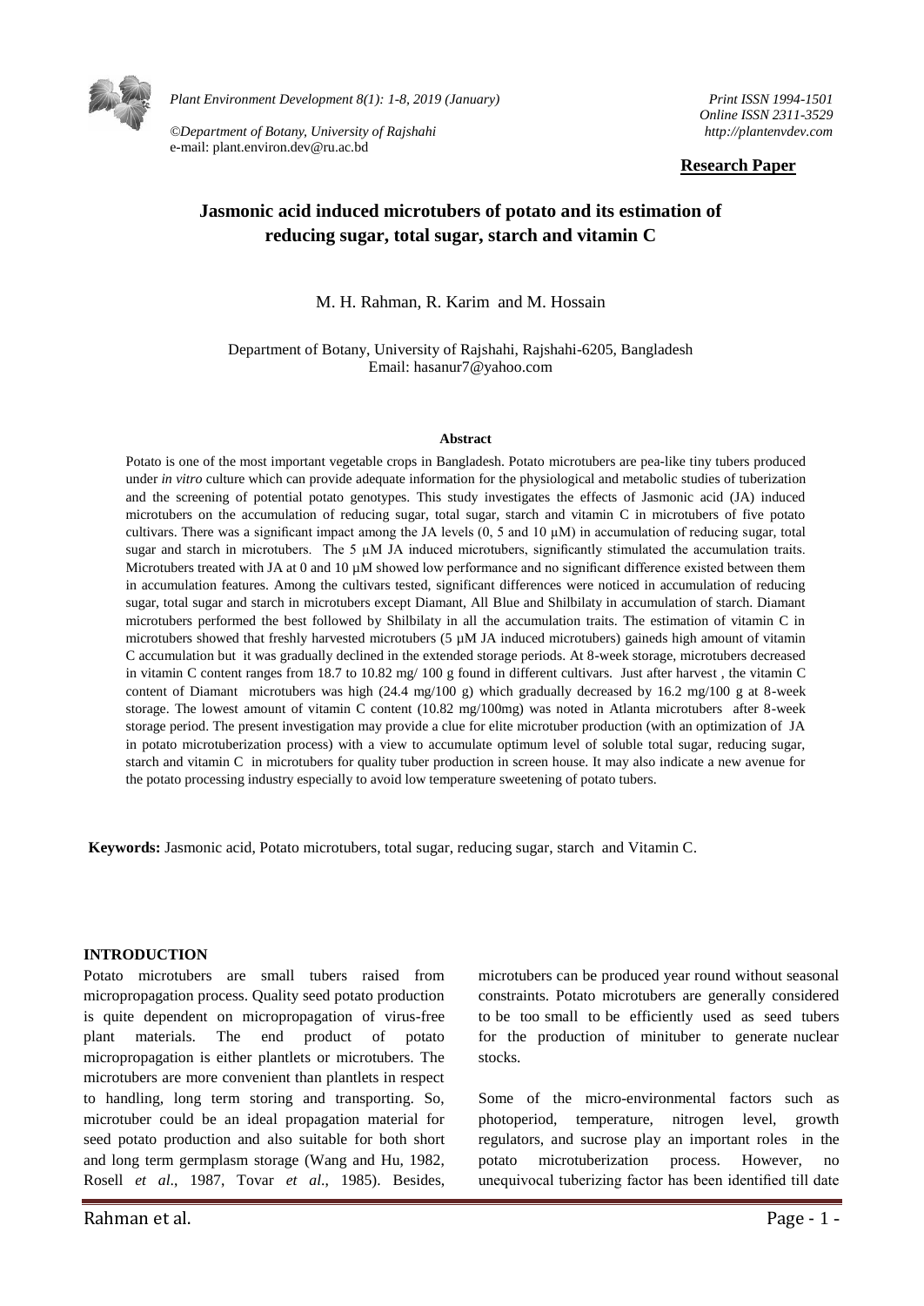**Research Paper**

# Jasmonic acid induced microtubers of potato and its estimation of reducing sugar, total sugar, starch and vitamin C

M. H. Rahman, R. Karim and M. Hossain

Department of Botany, University of Rajshahi, Rajshahi-6205, Bangladesh
Email: hasanur7@yahoo.com

## Abstract

Potato is one of the most important vegetable crops in Bangladesh. Potato microtubers are pea-like tiny tubers produced under *in vitro* culture which can provide adequate information for the physiological and metabolic studies of tuberization and the screening of potential potato genotypes. This study investigates the effects of Jasmonic acid (JA) induced microtubers on the accumulation of reducing sugar, total sugar, starch and vitamin C in microtubers of five potato cultivars. There was a significant impact among the JA levels (0, 5 and 10 µM) in accumulation of reducing sugar, total sugar and starch in microtubers. The 5 µM JA induced microtubers, significantly stimulated the accumulation traits. Microtubers treated with JA at 0 and 10 µM showed low performance and no significant difference existed between them in accumulation features. Among the cultivars tested, significant differences were noticed in accumulation of reducing sugar, total sugar and starch in microtubers except Diamant, All Blue and Shilbilaty in accumulation of starch. Diamant microtubers performed the best followed by Shilbilaty in all the accumulation traits. The estimation of vitamin C in microtubers showed that freshly harvested microtubers (5 µM JA induced microtubers) gaineds high amount of vitamin C accumulation but it was gradually declined in the extended storage periods. At 8-week storage, microtubers decreased in vitamin C content ranges from 18.7 to 10.82 mg/ 100 g found in different cultivars. Just after harvest , the vitamin C content of Diamant microtubers was high (24.4 mg/100 g) which gradually decreased by 16.2 mg/100 g at 8-week storage. The lowest amount of vitamin C content (10.82 mg/100mg) was noted in Atlanta microtubers after 8-week storage period. The present investigation may provide a clue for elite microtuber production (with an optimization of JA in potato microtuberization process) with a view to accumulate optimum level of soluble total sugar, reducing sugar, starch and vitamin C in microtubers for quality tuber production in screen house. It may also indicate a new avenue for the potato processing industry especially to avoid low temperature sweetening of potato tubers.

**Keywords:** Jasmonic acid, Potato microtubers, total sugar, reducing sugar, starch and Vitamin C.

## INTRODUCTION

Potato microtubers are small tubers raised from micropropagation process. Quality seed potato production is quite dependent on micropropagation of virus-free plant materials. The end product of potato micropropagation is either plantlets or microtubers. The microtubers are more convenient than plantlets in respect to handling, long term storing and transporting. So, microtuber could be an ideal propagation material for seed potato production and also suitable for both short and long term germplasm storage (Wang and Hu, 1982, Rosell *et al.*, 1987, Tovar *et al.*, 1985). Besides, microtubers can be produced year round without seasonal constraints. Potato microtubers are generally considered to be too small to be efficiently used as seed tubers for the production of minituber to generate nuclear stocks.

Some of the micro-environmental factors such as photoperiod, temperature, nitrogen level, growth regulators, and sucrose play an important roles in the potato microtuberization process. However, no unequivocal tuberizing factor has been identified till date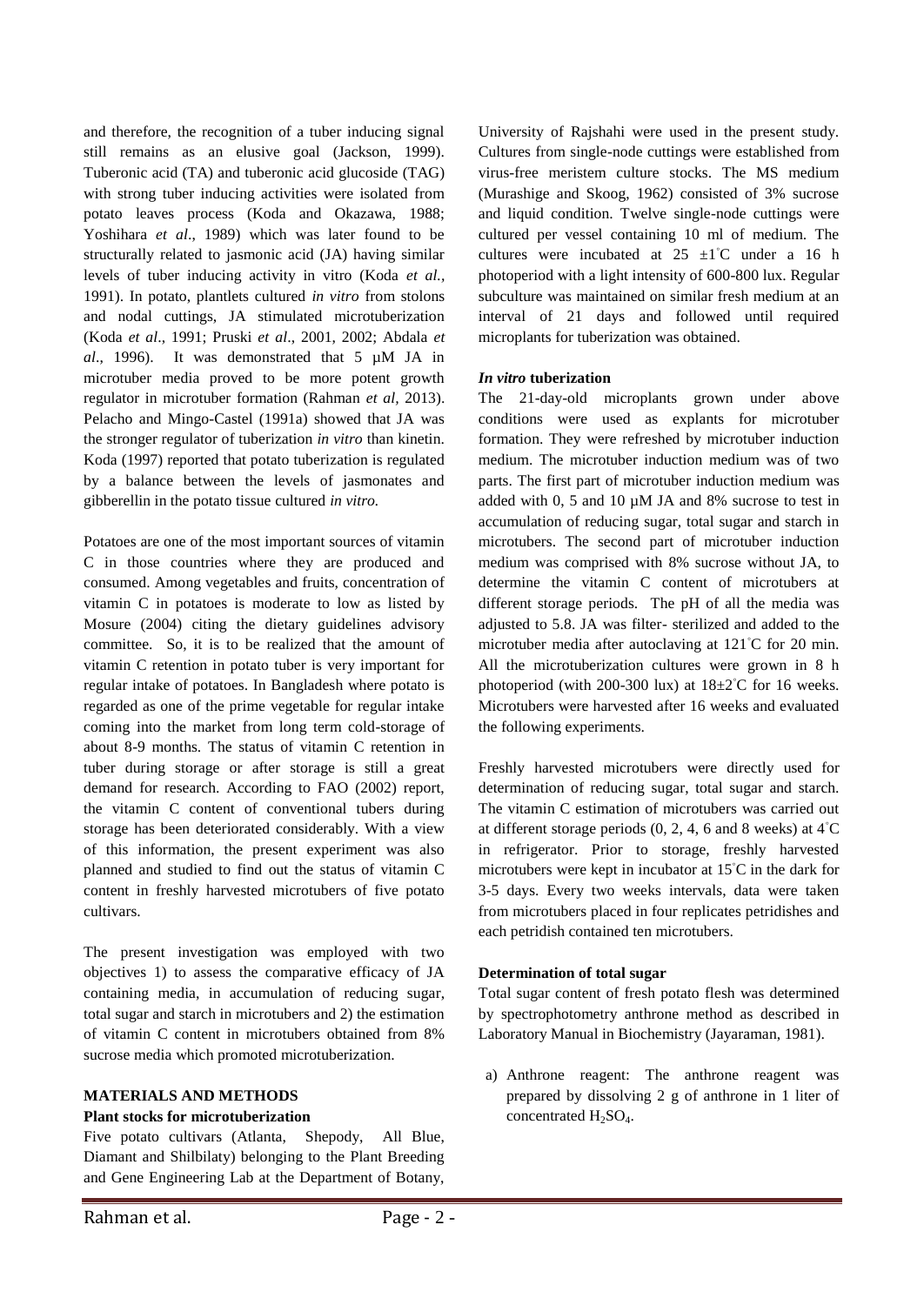and therefore, the recognition of a tuber inducing signal still remains as an elusive goal (Jackson, 1999). Tuberonic acid (TA) and tuberonic acid glucoside (TAG) with strong tuber inducing activities were isolated from potato leaves process (Koda and Okazawa, 1988; Yoshihara *et al*., 1989) which was later found to be structurally related to jasmonic acid (JA) having similar levels of tuber inducing activity in vitro (Koda *et al.*, 1991). In potato, plantlets cultured *in vitro* from stolons and nodal cuttings, JA stimulated microtuberization (Koda *et al*., 1991; Pruski *et al*., 2001, 2002; Abdala *et al*., 1996). It was demonstrated that 5 µM JA in microtuber media proved to be more potent growth regulator in microtuber formation (Rahman *et al,* 2013). Pelacho and Mingo-Castel (1991a) showed that JA was the stronger regulator of tuberization *in vitro* than kinetin. Koda (1997) reported that potato tuberization is regulated by a balance between the levels of jasmonates and gibberellin in the potato tissue cultured *in vitro.*

Potatoes are one of the most important sources of vitamin C in those countries where they are produced and consumed. Among vegetables and fruits, concentration of vitamin C in potatoes is moderate to low as listed by Mosure (2004) citing the dietary guidelines advisory committee. So, it is to be realized that the amount of vitamin C retention in potato tuber is very important for regular intake of potatoes. In Bangladesh where potato is regarded as one of the prime vegetable for regular intake coming into the market from long term cold-storage of about 8-9 months. The status of vitamin C retention in tuber during storage or after storage is still a great demand for research. According to FAO (2002) report, the vitamin C content of conventional tubers during storage has been deteriorated considerably. With a view of this information, the present experiment was also planned and studied to find out the status of vitamin C content in freshly harvested microtubers of five potato cultivars.

The present investigation was employed with two objectives 1) to assess the comparative efficacy of JA containing media, in accumulation of reducing sugar, total sugar and starch in microtubers and 2) the estimation of vitamin C content in microtubers obtained from 8% sucrose media which promoted microtuberization.

## MATERIALS AND METHODS

### Plant stocks for microtuberization

Five potato cultivars (Atlanta, Shepody, All Blue, Diamant and Shilbilaty) belonging to the Plant Breeding and Gene Engineering Lab at the Department of Botany, University of Rajshahi were used in the present study. Cultures from single-node cuttings were established from virus-free meristem culture stocks. The MS medium (Murashige and Skoog, 1962) consisted of 3% sucrose and liquid condition. Twelve single-node cuttings were cultured per vessel containing 10 ml of medium. The cultures were incubated at 25 ±1°C under a 16 h photoperiod with a light intensity of 600-800 lux. Regular subculture was maintained on similar fresh medium at an interval of 21 days and followed until required microplants for tuberization was obtained.

### *In vitro* tuberization

The 21-day-old microplants grown under above conditions were used as explants for microtuber formation. They were refreshed by microtuber induction medium. The microtuber induction medium was of two parts. The first part of microtuber induction medium was added with 0, 5 and 10 µM JA and 8% sucrose to test in accumulation of reducing sugar, total sugar and starch in microtubers. The second part of microtuber induction medium was comprised with 8% sucrose without JA, to determine the vitamin C content of microtubers at different storage periods. The pH of all the media was adjusted to 5.8. JA was filter- sterilized and added to the microtuber media after autoclaving at 121°C for 20 min. All the microtuberization cultures were grown in 8 h photoperiod (with 200-300 lux) at 18±2°C for 16 weeks. Microtubers were harvested after 16 weeks and evaluated the following experiments.

Freshly harvested microtubers were directly used for determination of reducing sugar, total sugar and starch. The vitamin C estimation of microtubers was carried out at different storage periods (0, 2, 4, 6 and 8 weeks) at 4°C in refrigerator. Prior to storage, freshly harvested microtubers were kept in incubator at 15°C in the dark for 3-5 days. Every two weeks intervals, data were taken from microtubers placed in four replicates petridishes and each petridish contained ten microtubers.

### Determination of total sugar

Total sugar content of fresh potato flesh was determined by spectrophotometry anthrone method as described in Laboratory Manual in Biochemistry (Jayaraman, 1981).

a) Anthrone reagent: The anthrone reagent was prepared by dissolving 2 g of anthrone in 1 liter of concentrated $H_2SO_4$.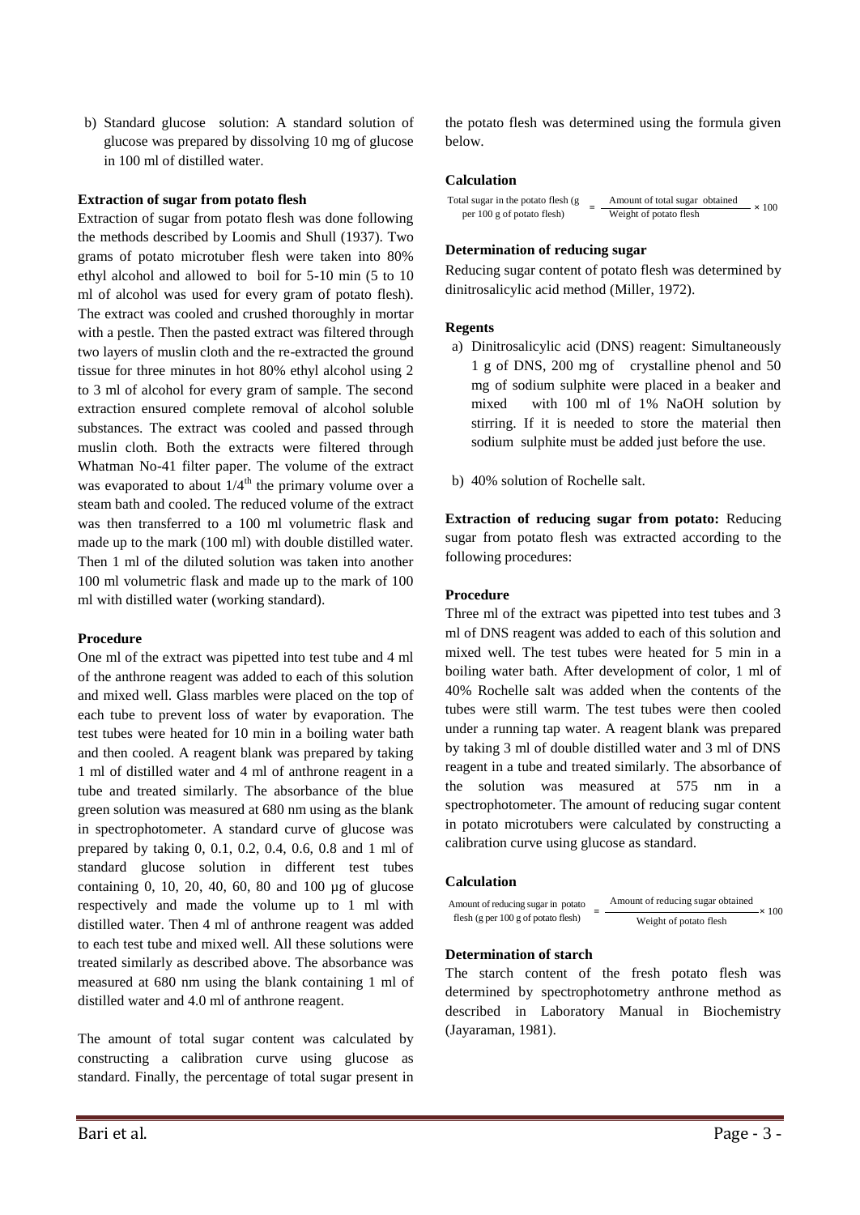b) Standard glucose solution: A standard solution of glucose was prepared by dissolving 10 mg of glucose in 100 ml of distilled water.

**Extraction of sugar from potato flesh**

Extraction of sugar from potato flesh was done following the methods described by Loomis and Shull (1937). Two grams of potato microtuber flesh were taken into 80% ethyl alcohol and allowed to boil for 5-10 min (5 to 10 ml of alcohol was used for every gram of potato flesh). The extract was cooled and crushed thoroughly in mortar with a pestle. Then the pasted extract was filtered through two layers of muslin cloth and the re-extracted the ground tissue for three minutes in hot 80% ethyl alcohol using 2 to 3 ml of alcohol for every gram of sample. The second extraction ensured complete removal of alcohol soluble substances. The extract was cooled and passed through muslin cloth. Both the extracts were filtered through Whatman No-41 filter paper. The volume of the extract was evaporated to about $1/4^{th}$ the primary volume over a steam bath and cooled. The reduced volume of the extract was then transferred to a 100 ml volumetric flask and made up to the mark (100 ml) with double distilled water. Then 1 ml of the diluted solution was taken into another 100 ml volumetric flask and made up to the mark of 100 ml with distilled water (working standard).

**Procedure**

One ml of the extract was pipetted into test tube and 4 ml of the anthrone reagent was added to each of this solution and mixed well. Glass marbles were placed on the top of each tube to prevent loss of water by evaporation. The test tubes were heated for 10 min in a boiling water bath and then cooled. A reagent blank was prepared by taking 1 ml of distilled water and 4 ml of anthrone reagent in a tube and treated similarly. The absorbance of the blue green solution was measured at 680 nm using as the blank in spectrophotometer. A standard curve of glucose was prepared by taking 0, 0.1, 0.2, 0.4, 0.6, 0.8 and 1 ml of standard glucose solution in different test tubes containing 0, 10, 20, 40, 60, 80 and 100 µg of glucose respectively and made the volume up to 1 ml with distilled water. Then 4 ml of anthrone reagent was added to each test tube and mixed well. All these solutions were treated similarly as described above. The absorbance was measured at 680 nm using the blank containing 1 ml of distilled water and 4.0 ml of anthrone reagent.

The amount of total sugar content was calculated by constructing a calibration curve using glucose as standard. Finally, the percentage of total sugar present in the potato flesh was determined using the formula given below.

**Calculation**

$$\text{Total sugar in the potato flesh (g per 100 g of potato flesh)} = \frac{\text{Amount of total sugar obtained}}{\text{Weight of potato flesh}} \times 100$$

**Determination of reducing sugar**

Reducing sugar content of potato flesh was determined by dinitrosalicylic acid method (Miller, 1972).

**Regents**

a) Dinitrosalicylic acid (DNS) reagent: Simultaneously 1 g of DNS, 200 mg of crystalline phenol and 50 mg of sodium sulphite were placed in a beaker and mixed with 100 ml of 1% NaOH solution by stirring. If it is needed to store the material then sodium sulphite must be added just before the use.

b) 40% solution of Rochelle salt.

**Extraction of reducing sugar from potato:** Reducing sugar from potato flesh was extracted according to the following procedures:

**Procedure**

Three ml of the extract was pipetted into test tubes and 3 ml of DNS reagent was added to each of this solution and mixed well. The test tubes were heated for 5 min in a boiling water bath. After development of color, 1 ml of 40% Rochelle salt was added when the contents of the tubes were still warm. The test tubes were then cooled under a running tap water. A reagent blank was prepared by taking 3 ml of double distilled water and 3 ml of DNS reagent in a tube and treated similarly. The absorbance of the solution was measured at 575 nm in a spectrophotometer. The amount of reducing sugar content in potato microtubers were calculated by constructing a calibration curve using glucose as standard.

**Calculation**

$$\text{Amount of reducing sugar in potato flesh (g per 100 g of potato flesh)} = \frac{\text{Amount of reducing sugar obtained}}{\text{Weight of potato flesh}} \times 100$$

**Determination of starch**

The starch content of the fresh potato flesh was determined by spectrophotometry anthrone method as described in Laboratory Manual in Biochemistry (Jayaraman, 1981).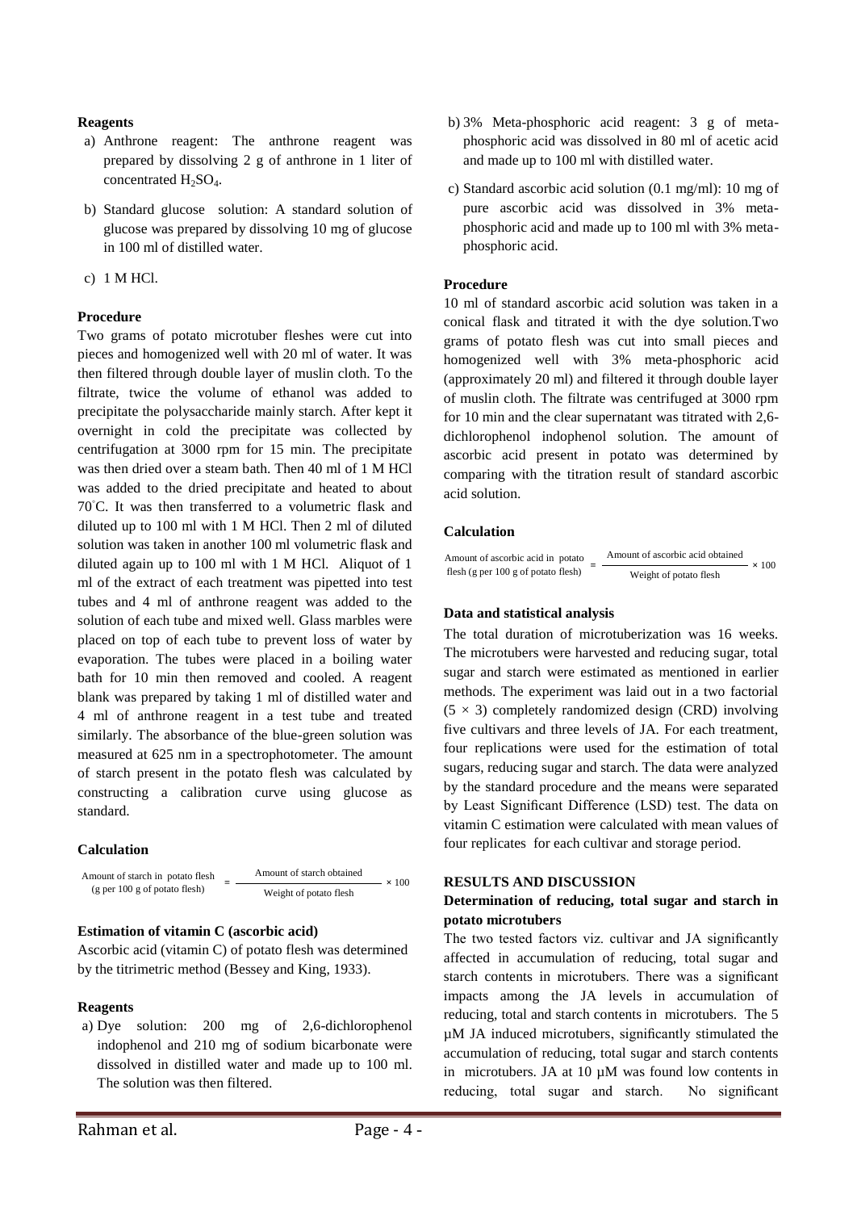**Reagents**

a) Anthrone reagent: The anthrone reagent was prepared by dissolving 2 g of anthrone in 1 liter of concentrated $H_2SO_4$.

b) Standard glucose solution: A standard solution of glucose was prepared by dissolving 10 mg of glucose in 100 ml of distilled water.

c) 1 M HCl.

**Procedure**

Two grams of potato microtuber fleshes were cut into pieces and homogenized well with 20 ml of water. It was then filtered through double layer of muslin cloth. To the filtrate, twice the volume of ethanol was added to precipitate the polysaccharide mainly starch. After kept it overnight in cold the precipitate was collected by centrifugation at 3000 rpm for 15 min. The precipitate was then dried over a steam bath. Then 40 ml of 1 M HCl was added to the dried precipitate and heated to about 70°C. It was then transferred to a volumetric flask and diluted up to 100 ml with 1 M HCl. Then 2 ml of diluted solution was taken in another 100 ml volumetric flask and diluted again up to 100 ml with 1 M HCl. Aliquot of 1 ml of the extract of each treatment was pipetted into test tubes and 4 ml of anthrone reagent was added to the solution of each tube and mixed well. Glass marbles were placed on top of each tube to prevent loss of water by evaporation. The tubes were placed in a boiling water bath for 10 min then removed and cooled. A reagent blank was prepared by taking 1 ml of distilled water and 4 ml of anthrone reagent in a test tube and treated similarly. The absorbance of the blue-green solution was measured at 625 nm in a spectrophotometer. The amount of starch present in the potato flesh was calculated by constructing a calibration curve using glucose as standard.

**Calculation**

$$\text{Amount of starch in potato flesh (g per 100 g of potato flesh)} = \frac{\text{Amount of starch obtained}}{\text{Weight of potato flesh}} \times 100$$

**Estimation of vitamin C (ascorbic acid)**

Ascorbic acid (vitamin C) of potato flesh was determined by the titrimetric method (Bessey and King, 1933).

**Reagents**

a) Dye solution: 200 mg of 2,6-dichlorophenol indophenol and 210 mg of sodium bicarbonate were dissolved in distilled water and made up to 100 ml. The solution was then filtered.

b) 3% Meta-phosphoric acid reagent: 3 g of meta-phosphoric acid was dissolved in 80 ml of acetic acid and made up to 100 ml with distilled water.

c) Standard ascorbic acid solution (0.1 mg/ml): 10 mg of pure ascorbic acid was dissolved in 3% meta-phosphoric acid and made up to 100 ml with 3% meta-phosphoric acid.

**Procedure**

10 ml of standard ascorbic acid solution was taken in a conical flask and titrated it with the dye solution.Two grams of potato flesh was cut into small pieces and homogenized well with 3% meta-phosphoric acid (approximately 20 ml) and filtered it through double layer of muslin cloth. The filtrate was centrifuged at 3000 rpm for 10 min and the clear supernatant was titrated with 2,6-dichlorophenol indophenol solution. The amount of ascorbic acid present in potato was determined by comparing with the titration result of standard ascorbic acid solution.

**Calculation**

$$\text{Amount of ascorbic acid in potato flesh (g per 100 g of potato flesh)} = \frac{\text{Amount of ascorbic acid obtained}}{\text{Weight of potato flesh}} \times 100$$

**Data and statistical analysis**

The total duration of microtuberization was 16 weeks. The microtubers were harvested and reducing sugar, total sugar and starch were estimated as mentioned in earlier methods. The experiment was laid out in a two factorial ($5 \times 3$) completely randomized design (CRD) involving five cultivars and three levels of JA. For each treatment, four replications were used for the estimation of total sugars, reducing sugar and starch. The data were analyzed by the standard procedure and the means were separated by Least Significant Difference (LSD) test. The data on vitamin C estimation were calculated with mean values of four replicates for each cultivar and storage period.

## RESULTS AND DISCUSSION

### Determination of reducing, total sugar and starch in potato microtubers

The two tested factors viz. cultivar and JA significantly affected in accumulation of reducing, total sugar and starch contents in microtubers. There was a significant impacts among the JA levels in accumulation of reducing, total and starch contents in microtubers. The 5 µM JA induced microtubers, significantly stimulated the accumulation of reducing, total sugar and starch contents in microtubers. JA at 10 µM was found low contents in reducing, total sugar and starch. No significant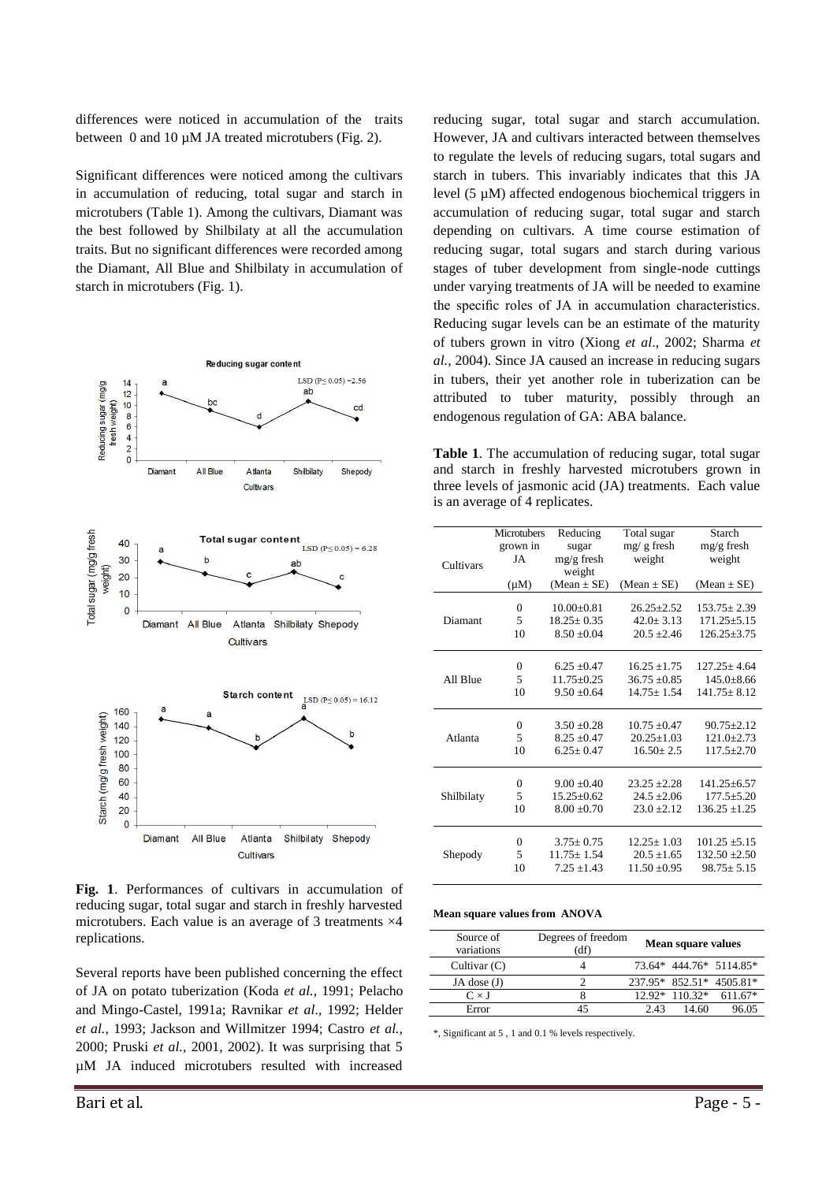differences were noticed in accumulation of the traits between 0 and 10 µM JA treated microtubers (Fig. 2).

Significant differences were noticed among the cultivars in accumulation of reducing, total sugar and starch in microtubers (Table 1). Among the cultivars, Diamant was the best followed by Shilbilaty at all the accumulation traits. But no significant differences were recorded among the Diamant, All Blue and Shilbilaty in accumulation of starch in microtubers (Fig. 1).

**Fig. 1**. Performances of cultivars in accumulation of reducing sugar, total sugar and starch in freshly harvested microtubers. Each value is an average of 3 treatments ×4 replications.

Several reports have been published concerning the effect of JA on potato tuberization (Koda *et al.,* 1991; Pelacho and Mingo-Castel, 1991a; Ravnikar *et al*., 1992; Helder *et al.,* 1993; Jackson and Willmitzer 1994; Castro *et al.,* 2000; Pruski *et al.,* 2001, 2002). It was surprising that 5 µM JA induced microtubers resulted with increased reducing sugar, total sugar and starch accumulation. However, JA and cultivars interacted between themselves to regulate the levels of reducing sugars, total sugars and starch in tubers. This invariably indicates that this JA level (5 µM) affected endogenous biochemical triggers in accumulation of reducing sugar, total sugar and starch depending on cultivars. A time course estimation of reducing sugar, total sugars and starch during various stages of tuber development from single-node cuttings under varying treatments of JA will be needed to examine the specific roles of JA in accumulation characteristics. Reducing sugar levels can be an estimate of the maturity of tubers grown in vitro (Xiong *et al*., 2002; Sharma *et al.*, 2004). Since JA caused an increase in reducing sugars in tubers, their yet another role in tuberization can be attributed to tuber maturity, possibly through an endogenous regulation of GA: ABA balance.

**Table 1**. The accumulation of reducing sugar, total sugar and starch in freshly harvested microtubers grown in three levels of jasmonic acid (JA) treatments. Each value is an average of 4 replicates.

| Cultivars | Microtubers grown in JA (µM) | Reducing sugar mg/g fresh weight (Mean ± SE) | Total sugar mg/ g fresh weight (Mean ± SE) | Starch mg/g fresh weight (Mean ± SE) |
|---|---|---|---|---|
| Diamant | 0 | 10.00±0.81 | 26.25±2.52 | 153.75± 2.39 |
| | 5 | 18.25± 0.35 | 42.0± 3.13 | 171.25±5.15 |
| | 10 | 8.50 ±0.04 | 20.5 ±2.46 | 126.25±3.75 |
| All Blue | 0 | 6.25 ±0.47 | 16.25 ±1.75 | 127.25± 4.64 |
| | 5 | 11.75±0.25 | 36.75 ±0.85 | 145.0±8.66 |
| | 10 | 9.50 ±0.64 | 14.75± 1.54 | 141.75± 8.12 |
| Atlanta | 0 | 3.50 ±0.28 | 10.75 ±0.47 | 90.75±2.12 |
| | 5 | 8.25 ±0.47 | 20.25±1.03 | 121.0±2.73 |
| | 10 | 6.25± 0.47 | 16.50± 2.5 | 117.5±2.70 |
| Shilbilaty | 0 | 9.00 ±0.40 | 23.25 ±2.28 | 141.25±6.57 |
| | 5 | 15.25±0.62 | 24.5 ±2.06 | 177.5±5.20 |
| | 10 | 8.00 ±0.70 | 23.0 ±2.12 | 136.25 ±1.25 |
| Shepody | 0 | 3.75± 0.75 | 12.25± 1.03 | 101.25 ±5.15 |
| | 5 | 11.75± 1.54 | 20.5 ±1.65 | 132.50 ±2.50 |
| | 10 | 7.25 ±1.43 | 11.50 ±0.95 | 98.75± 5.15 |

**Mean square values from ANOVA**

| Source of variations | Degrees of freedom (df) | Mean square values | | |
|---|---|---|---|---|
| Cultivar (C) | 4 | 73.64* | 444.76* | 5114.85* |
| JA dose (J) | 2 | 237.95* | 852.51* | 4505.81* |
| C × J | 8 | 12.92* | 110.32* | 611.67* |
| Error | 45 | 2.43 | 14.60 | 96.05 |

*, Significant at 5 , 1 and 0.1 % levels respectively.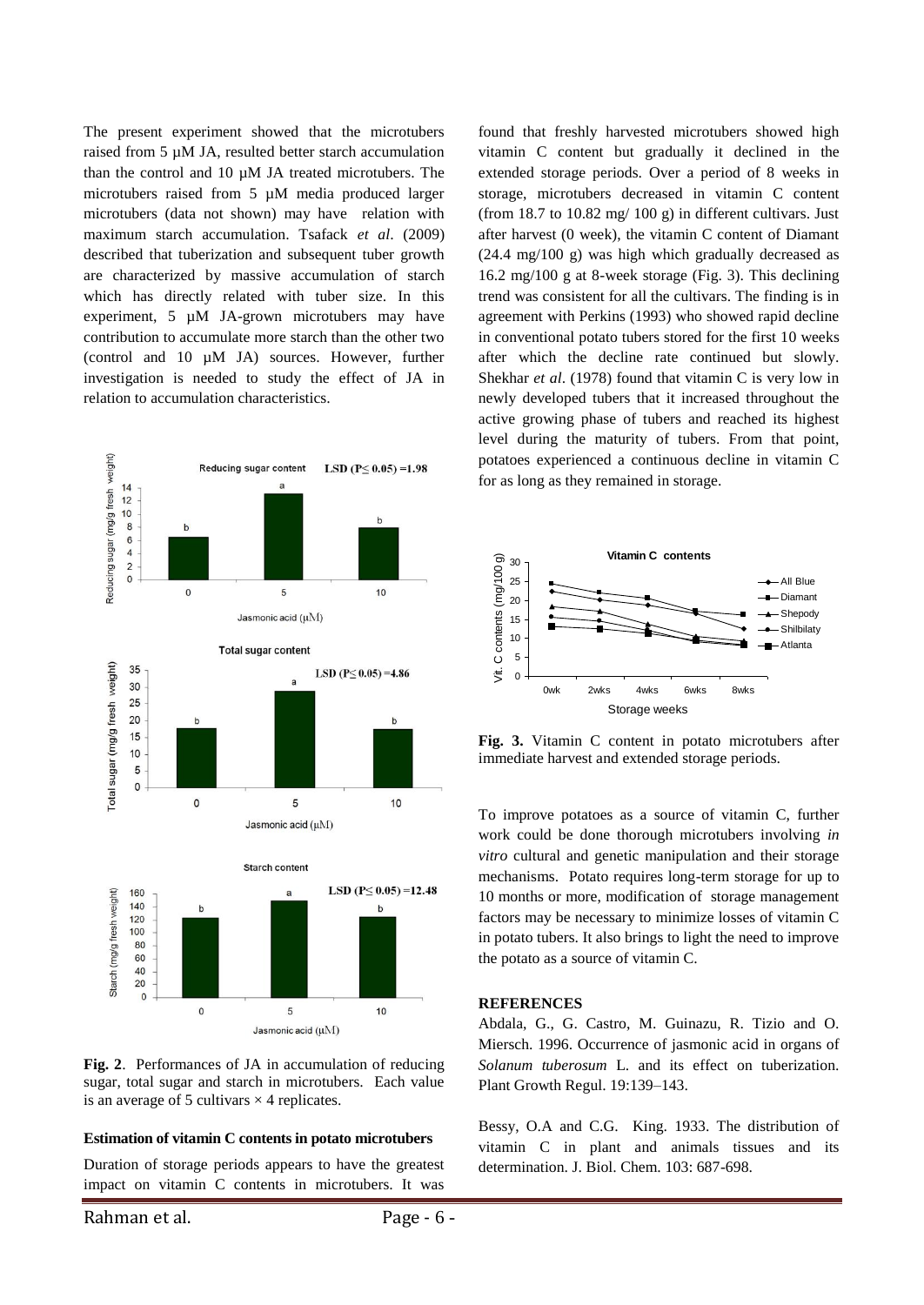The present experiment showed that the microtubers raised from 5 µM JA, resulted better starch accumulation than the control and 10 µM JA treated microtubers. The microtubers raised from 5 µM media produced larger microtubers (data not shown) may have relation with maximum starch accumulation. Tsafack *et al*. (2009) described that tuberization and subsequent tuber growth are characterized by massive accumulation of starch which has directly related with tuber size. In this experiment, 5 µM JA-grown microtubers may have contribution to accumulate more starch than the other two (control and 10 µM JA) sources. However, further investigation is needed to study the effect of JA in relation to accumulation characteristics.

**Fig. 2**. Performances of JA in accumulation of reducing sugar, total sugar and starch in microtubers. Each value is an average of 5 cultivars × 4 replicates.

**Estimation of vitamin C contents in potato microtubers**

Duration of storage periods appears to have the greatest impact on vitamin C contents in microtubers. It was found that freshly harvested microtubers showed high vitamin C content but gradually it declined in the extended storage periods. Over a period of 8 weeks in storage, microtubers decreased in vitamin C content (from 18.7 to 10.82 mg/ 100 g) in different cultivars. Just after harvest (0 week), the vitamin C content of Diamant (24.4 mg/100 g) was high which gradually decreased as 16.2 mg/100 g at 8-week storage (Fig. 3). This declining trend was consistent for all the cultivars. The finding is in agreement with Perkins (1993) who showed rapid decline in conventional potato tubers stored for the first 10 weeks after which the decline rate continued but slowly. Shekhar *et al*. (1978) found that vitamin C is very low in newly developed tubers that it increased throughout the active growing phase of tubers and reached its highest level during the maturity of tubers. From that point, potatoes experienced a continuous decline in vitamin C for as long as they remained in storage.

**Fig. 3.** Vitamin C content in potato microtubers after immediate harvest and extended storage periods.

To improve potatoes as a source of vitamin C, further work could be done thorough microtubers involving *in vitro* cultural and genetic manipulation and their storage mechanisms. Potato requires long-term storage for up to 10 months or more, modification of storage management factors may be necessary to minimize losses of vitamin C in potato tubers. It also brings to light the need to improve the potato as a source of vitamin C.

## REFERENCES

Abdala, G., G. Castro, M. Guinazu, R. Tizio and O. Miersch. 1996. Occurrence of jasmonic acid in organs of *Solanum tuberosum* L. and its effect on tuberization. Plant Growth Regul. 19:139–143.

Bessy, O.A and C.G. King. 1933. The distribution of vitamin C in plant and animals tissues and its determination. J. Biol. Chem. 103: 687-698.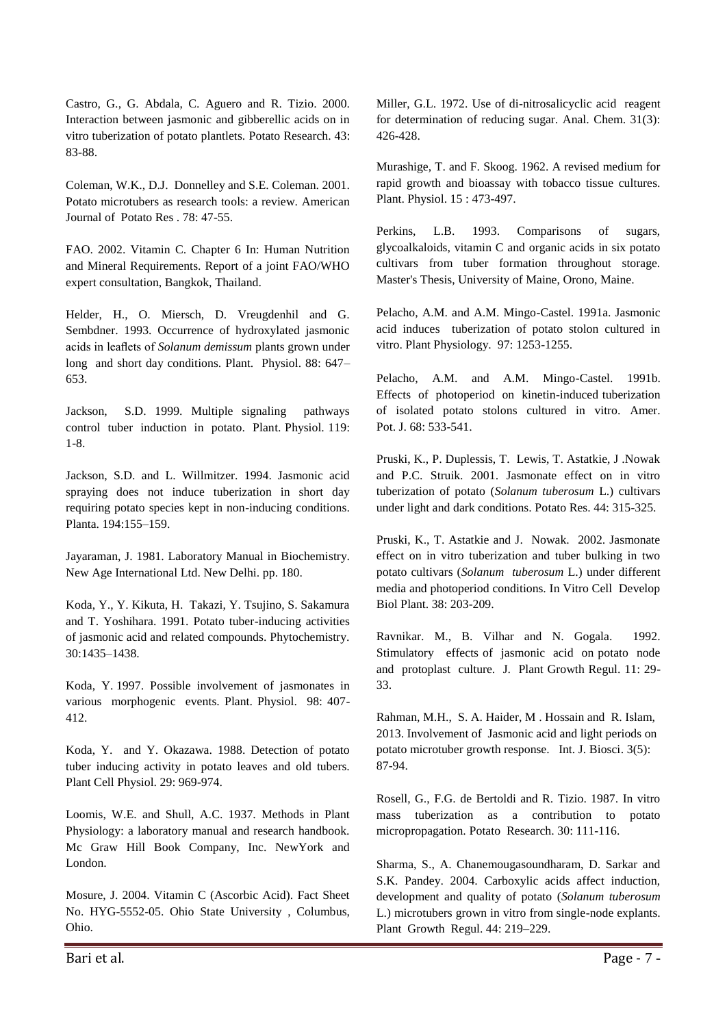Castro, G., G. Abdala, C. Aguero and R. Tizio. 2000. Interaction between jasmonic and gibberellic acids on in vitro tuberization of potato plantlets. Potato Research. 43: 83-88.

Coleman, W.K., D.J. Donnelley and S.E. Coleman. 2001. Potato microtubers as research tools: a review. American Journal of Potato Res . 78: 47-55.

FAO. 2002. Vitamin C. Chapter 6 In: Human Nutrition and Mineral Requirements. Report of a joint FAO/WHO expert consultation, Bangkok, Thailand.

Helder, H., O. Miersch, D. Vreugdenhil and G. Sembdner. 1993. Occurrence of hydroxylated jasmonic acids in leaflets of *Solanum demissum* plants grown under long and short day conditions. Plant. Physiol. 88: 647–653.

Jackson, S.D. 1999. Multiple signaling pathways control tuber induction in potato. Plant. Physiol. 119: 1-8.

Jackson, S.D. and L. Willmitzer. 1994. Jasmonic acid spraying does not induce tuberization in short day requiring potato species kept in non-inducing conditions. Planta. 194:155–159.

Jayaraman, J. 1981. Laboratory Manual in Biochemistry. New Age International Ltd. New Delhi. pp. 180.

Koda, Y., Y. Kikuta, H. Takazi, Y. Tsujino, S. Sakamura and T. Yoshihara. 1991. Potato tuber-inducing activities of jasmonic acid and related compounds. Phytochemistry. 30:1435–1438.

Koda, Y. 1997. Possible involvement of jasmonates in various morphogenic events. Plant. Physiol. 98: 407-412.

Koda, Y. and Y. Okazawa. 1988. Detection of potato tuber inducing activity in potato leaves and old tubers. Plant Cell Physiol. 29: 969-974.

Loomis, W.E. and Shull, A.C. 1937. Methods in Plant Physiology: a laboratory manual and research handbook. Mc Graw Hill Book Company, Inc. NewYork and London.

Mosure, J. 2004. Vitamin C (Ascorbic Acid). Fact Sheet No. HYG-5552-05. Ohio State University , Columbus, Ohio.

Miller, G.L. 1972. Use of di-nitrosalicyclic acid reagent for determination of reducing sugar. Anal. Chem. 31(3): 426-428.

Murashige, T. and F. Skoog. 1962. A revised medium for rapid growth and bioassay with tobacco tissue cultures. Plant. Physiol. 15 : 473-497.

Perkins, L.B. 1993. Comparisons of sugars, glycoalkaloids, vitamin C and organic acids in six potato cultivars from tuber formation throughout storage. Master's Thesis, University of Maine, Orono, Maine.

Pelacho, A.M. and A.M. Mingo-Castel. 1991a. Jasmonic acid induces tuberization of potato stolon cultured in vitro. Plant Physiology. 97: 1253-1255.

Pelacho, A.M. and A.M. Mingo-Castel. 1991b. Effects of photoperiod on kinetin-induced tuberization of isolated potato stolons cultured in vitro. Amer. Pot. J. 68: 533-541.

Pruski, K., P. Duplessis, T. Lewis, T. Astatkie, J .Nowak and P.C. Struik. 2001. Jasmonate effect on in vitro tuberization of potato (*Solanum tuberosum* L.) cultivars under light and dark conditions. Potato Res. 44: 315-325.

Pruski, K., T. Astatkie and J. Nowak. 2002. Jasmonate effect on in vitro tuberization and tuber bulking in two potato cultivars (*Solanum tuberosum* L.) under different media and photoperiod conditions. In Vitro Cell Develop Biol Plant. 38: 203-209.

Ravnikar. M., B. Vilhar and N. Gogala. 1992. Stimulatory effects of jasmonic acid on potato node and protoplast culture. J. Plant Growth Regul. 11: 29-33.

Rahman, M.H., S. A. Haider, M . Hossain and R. Islam, 2013. Involvement of Jasmonic acid and light periods on potato microtuber growth response. Int. J. Biosci. 3(5): 87-94.

Rosell, G., F.G. de Bertoldi and R. Tizio. 1987. In vitro mass tuberization as a contribution to potato micropropagation. Potato Research. 30: 111-116.

Sharma, S., A. Chanemougasoundharam, D. Sarkar and S.K. Pandey. 2004. Carboxylic acids affect induction, development and quality of potato (*Solanum tuberosum* L.) microtubers grown in vitro from single-node explants. Plant Growth Regul. 44: 219–229.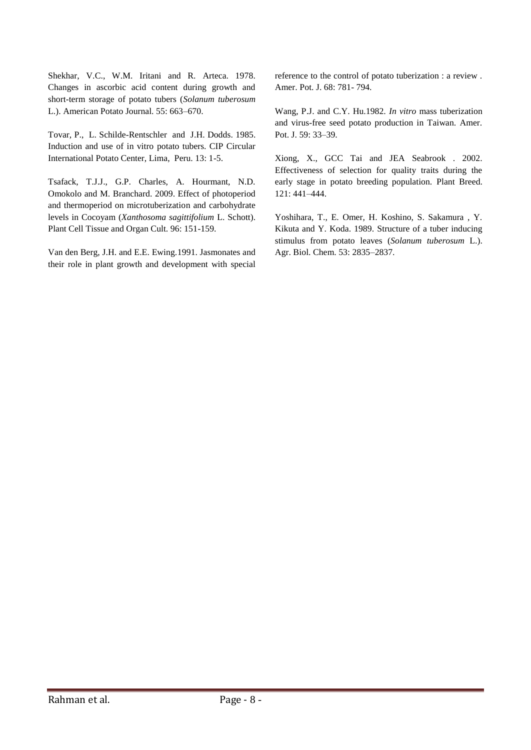Shekhar, V.C., W.M. Iritani and R. Arteca. 1978. Changes in ascorbic acid content during growth and short-term storage of potato tubers (*Solanum tuberosum* L.). American Potato Journal. 55: 663–670.

Tovar, P., L. Schilde-Rentschler and J.H. Dodds. 1985. Induction and use of in vitro potato tubers. CIP Circular International Potato Center, Lima, Peru. 13: 1-5.

Tsafack, T.J.J., G.P. Charles, A. Hourmant, N.D. Omokolo and M. Branchard. 2009. Effect of photoperiod and thermoperiod on microtuberization and carbohydrate levels in Cocoyam (*Xanthosoma sagittifolium* L. Schott). Plant Cell Tissue and Organ Cult. 96: 151-159.

Van den Berg, J.H. and E.E. Ewing.1991. Jasmonates and their role in plant growth and development with special reference to the control of potato tuberization : a review . Amer. Pot. J. 68: 781- 794.

Wang, P.J. and C.Y. Hu.1982. *In vitro* mass tuberization and virus-free seed potato production in Taiwan. Amer. Pot. J. 59: 33–39.

Xiong, X., GCC Tai and JEA Seabrook . 2002. Effectiveness of selection for quality traits during the early stage in potato breeding population. Plant Breed. 121: 441–444.

Yoshihara, T., E. Omer, H. Koshino, S. Sakamura , Y. Kikuta and Y. Koda. 1989. Structure of a tuber inducing stimulus from potato leaves (*Solanum tuberosum* L.). Agr. Biol. Chem. 53: 2835–2837.